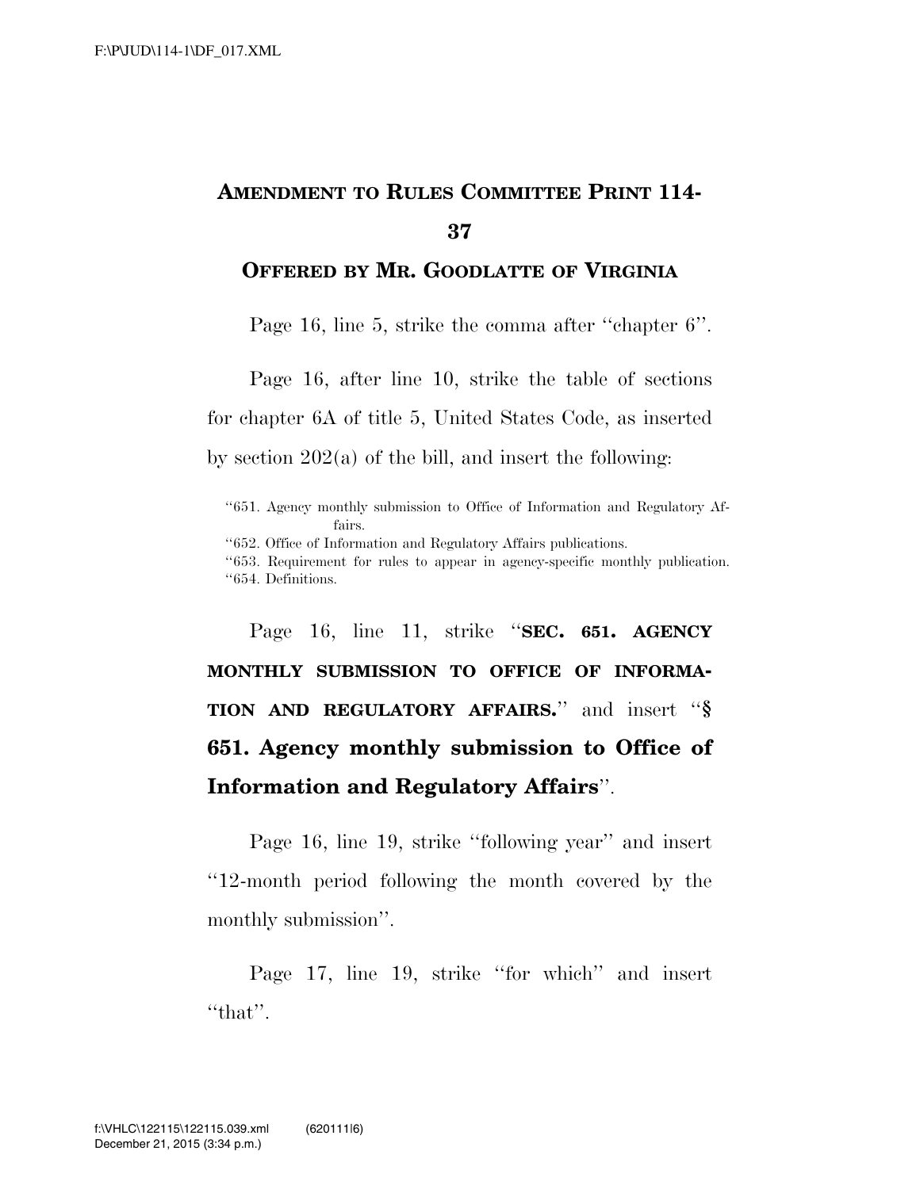# AMENDMENT TO RULES COMMITTEE PRINT 114-37

## OFFERED BY MR. GOODLATTE OF VIRGINIA

Page 16, line 5, strike the comma after "chapter 6".

Page 16, after line 10, strike the table of sections for chapter 6A of title 5, United States Code, as inserted by section 202(a) of the bill, and insert the following:

"651. Agency monthly submission to Office of Information and Regulatory Affairs.
"652. Office of Information and Regulatory Affairs publications.
"653. Requirement for rules to appear in agency-specific monthly publication.
"654. Definitions.

Page 16, line 11, strike "**SEC. 651. AGENCY MONTHLY SUBMISSION TO OFFICE OF INFORMATION AND REGULATORY AFFAIRS.**" and insert "**§ 651. Agency monthly submission to Office of Information and Regulatory Affairs**".

Page 16, line 19, strike "following year" and insert "12-month period following the month covered by the monthly submission".

Page 17, line 19, strike "for which" and insert "that".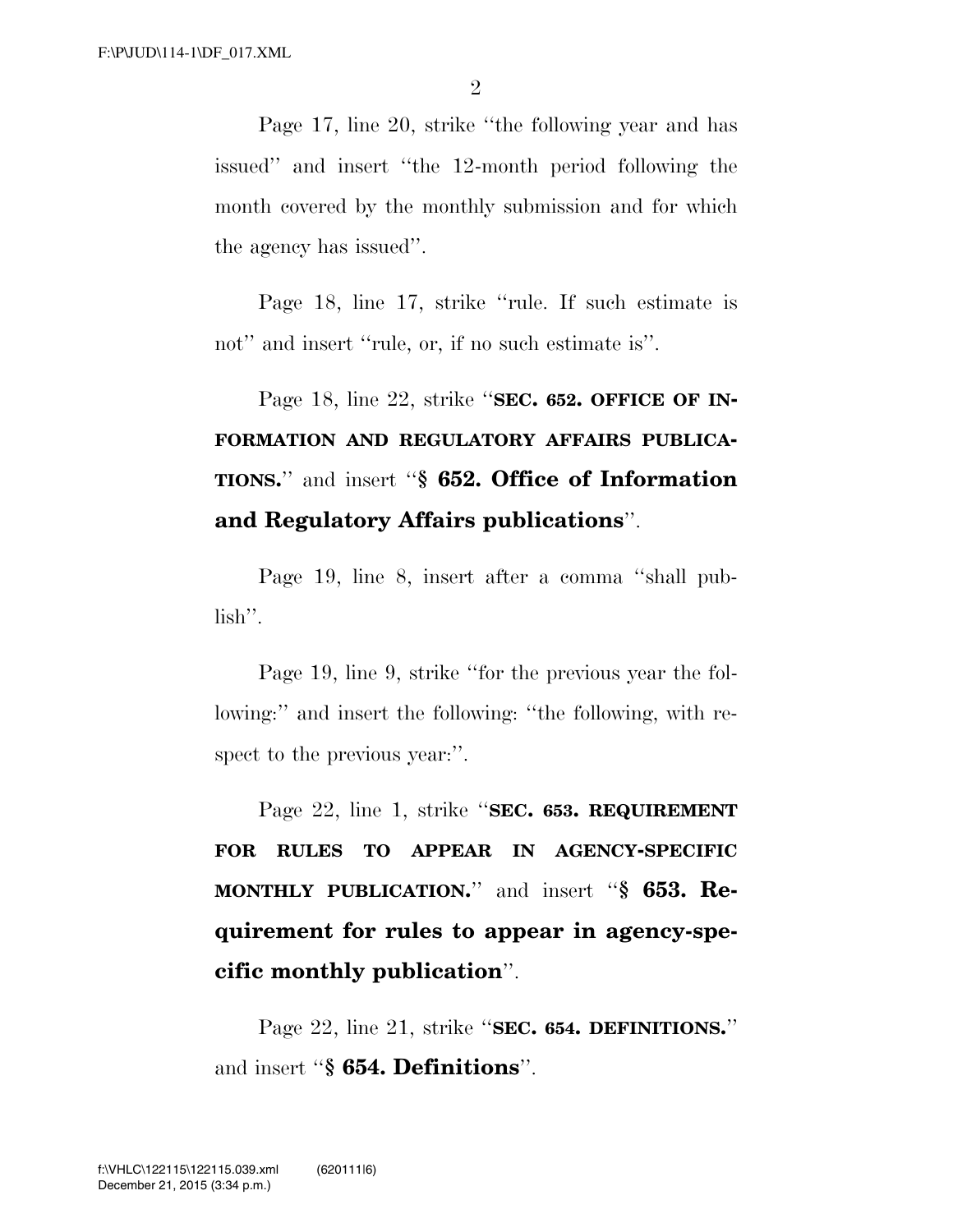Page 17, line 20, strike ''the following year and has issued'' and insert ''the 12-month period following the month covered by the monthly submission and for which the agency has issued''.

Page 18, line 17, strike ''rule. If such estimate is not'' and insert ''rule, or, if no such estimate is''.

Page 18, line 22, strike ''**SEC. 652. OFFICE OF INFORMATION AND REGULATORY AFFAIRS PUBLICATIONS.**'' and insert ''**§ 652. Office of Information and Regulatory Affairs publications**''.

Page 19, line 8, insert after a comma ''shall publish''.

Page 19, line 9, strike ''for the previous year the following:'' and insert the following: ''the following, with respect to the previous year:''.

Page 22, line 1, strike ''**SEC. 653. REQUIREMENT FOR RULES TO APPEAR IN AGENCY-SPECIFIC MONTHLY PUBLICATION.**'' and insert ''**§ 653. Requirement for rules to appear in agency-specific monthly publication**''.

Page 22, line 21, strike ''**SEC. 654. DEFINITIONS.**'' and insert ''**§ 654. Definitions**''.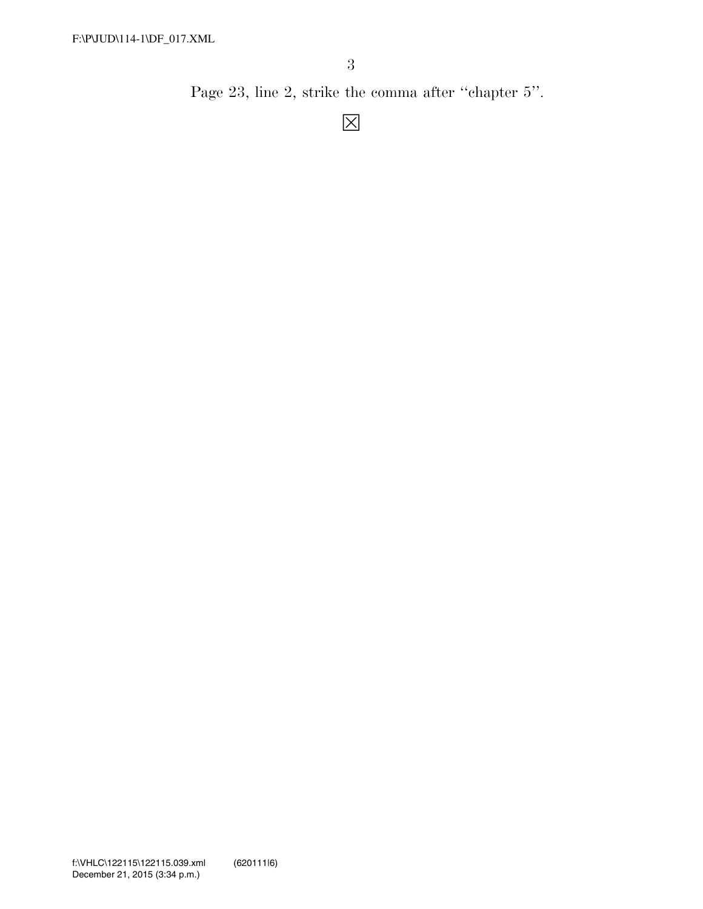Page 23, line 2, strike the comma after ''chapter 5''.

☒